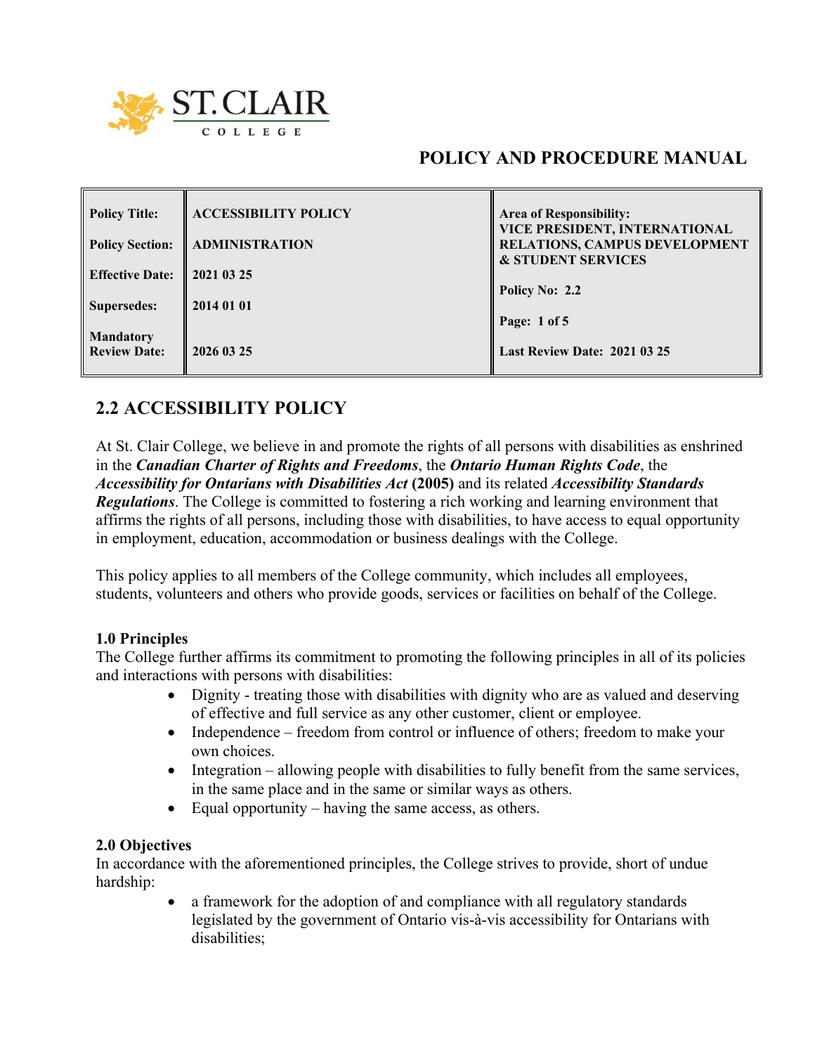ST. CLAIR COLLEGE

# POLICY AND PROCEDURE MANUAL

| | | |
|---|---|---|
| **Policy Title:** | **ACCESSIBILITY POLICY** | **Area of Responsibility: VICE PRESIDENT, INTERNATIONAL RELATIONS, CAMPUS DEVELOPMENT & STUDENT SERVICES** |
| **Policy Section:** | **ADMINISTRATION** | |
| **Effective Date:** | **2021 03 25** | **Policy No: 2.2** |
| **Supersedes:** | **2014 01 01** | **Page: 1 of 5** |
| **Mandatory Review Date:** | **2026 03 25** | **Last Review Date: 2021 03 25** |

## 2.2 ACCESSIBILITY POLICY

At St. Clair College, we believe in and promote the rights of all persons with disabilities as enshrined in the ***Canadian Charter of Rights and Freedoms***, the ***Ontario Human Rights Code***, the ***Accessibility for Ontarians with Disabilities Act*** **(2005)** and its related ***Accessibility Standards Regulations***. The College is committed to fostering a rich working and learning environment that affirms the rights of all persons, including those with disabilities, to have access to equal opportunity in employment, education, accommodation or business dealings with the College.

This policy applies to all members of the College community, which includes all employees, students, volunteers and others who provide goods, services or facilities on behalf of the College.

### 1.0 Principles

The College further affirms its commitment to promoting the following principles in all of its policies and interactions with persons with disabilities:

- Dignity - treating those with disabilities with dignity who are as valued and deserving of effective and full service as any other customer, client or employee.
- Independence – freedom from control or influence of others; freedom to make your own choices.
- Integration – allowing people with disabilities to fully benefit from the same services, in the same place and in the same or similar ways as others.
- Equal opportunity – having the same access, as others.

### 2.0 Objectives

In accordance with the aforementioned principles, the College strives to provide, short of undue hardship:

- a framework for the adoption of and compliance with all regulatory standards legislated by the government of Ontario vis-à-vis accessibility for Ontarians with disabilities;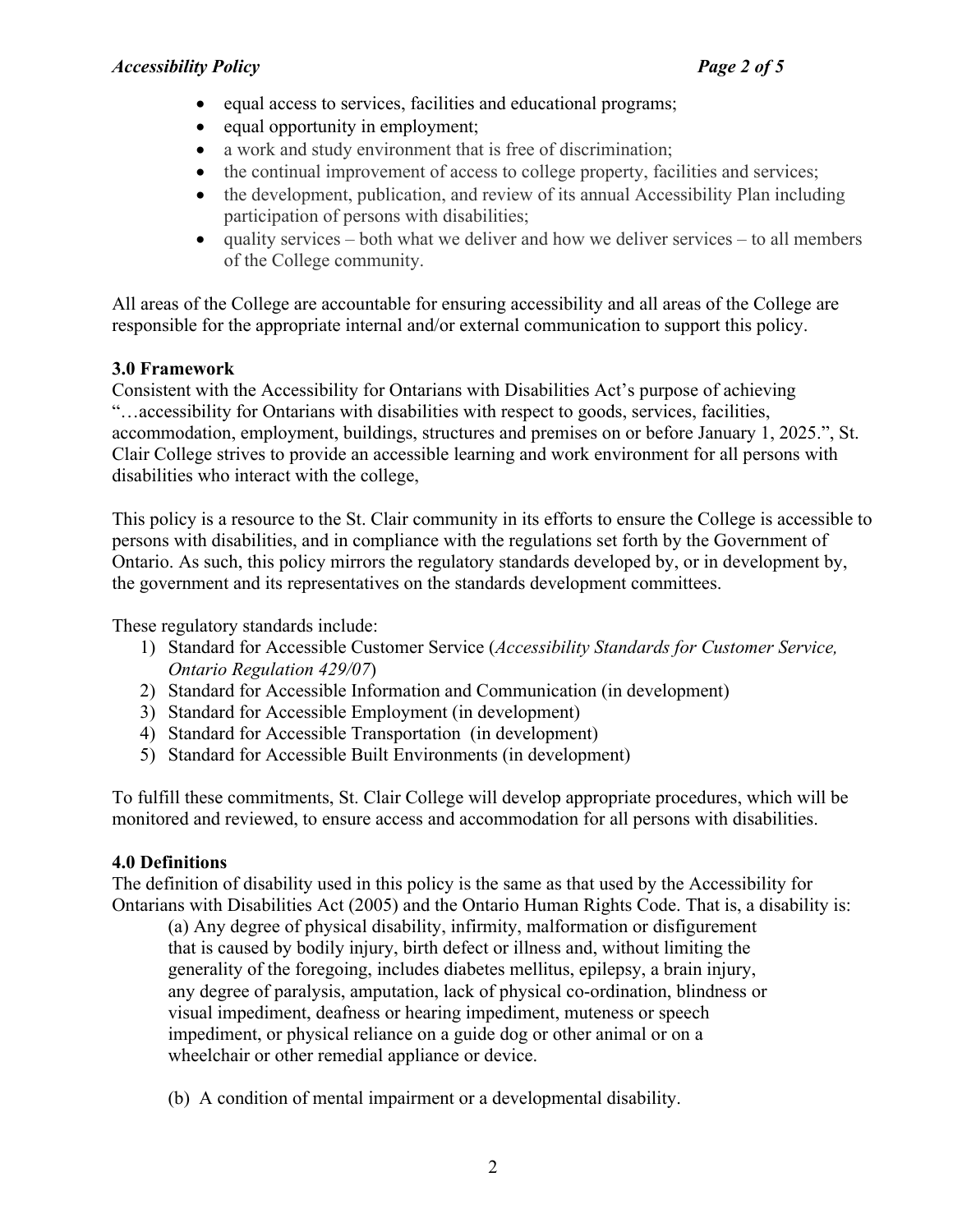- equal access to services, facilities and educational programs;
- equal opportunity in employment;
- a work and study environment that is free of discrimination;
- the continual improvement of access to college property, facilities and services;
- the development, publication, and review of its annual Accessibility Plan including participation of persons with disabilities;
- quality services – both what we deliver and how we deliver services – to all members of the College community.

All areas of the College are accountable for ensuring accessibility and all areas of the College are responsible for the appropriate internal and/or external communication to support this policy.

**3.0 Framework**

Consistent with the Accessibility for Ontarians with Disabilities Act's purpose of achieving "…accessibility for Ontarians with disabilities with respect to goods, services, facilities, accommodation, employment, buildings, structures and premises on or before January 1, 2025.", St. Clair College strives to provide an accessible learning and work environment for all persons with disabilities who interact with the college,

This policy is a resource to the St. Clair community in its efforts to ensure the College is accessible to persons with disabilities, and in compliance with the regulations set forth by the Government of Ontario. As such, this policy mirrors the regulatory standards developed by, or in development by, the government and its representatives on the standards development committees.

These regulatory standards include:

1) Standard for Accessible Customer Service (*Accessibility Standards for Customer Service, Ontario Regulation 429/07*)
2) Standard for Accessible Information and Communication (in development)
3) Standard for Accessible Employment (in development)
4) Standard for Accessible Transportation (in development)
5) Standard for Accessible Built Environments (in development)

To fulfill these commitments, St. Clair College will develop appropriate procedures, which will be monitored and reviewed, to ensure access and accommodation for all persons with disabilities.

**4.0 Definitions**

The definition of disability used in this policy is the same as that used by the Accessibility for Ontarians with Disabilities Act (2005) and the Ontario Human Rights Code. That is, a disability is:

(a) Any degree of physical disability, infirmity, malformation or disfigurement that is caused by bodily injury, birth defect or illness and, without limiting the generality of the foregoing, includes diabetes mellitus, epilepsy, a brain injury, any degree of paralysis, amputation, lack of physical co-ordination, blindness or visual impediment, deafness or hearing impediment, muteness or speech impediment, or physical reliance on a guide dog or other animal or on a wheelchair or other remedial appliance or device.

(b) A condition of mental impairment or a developmental disability.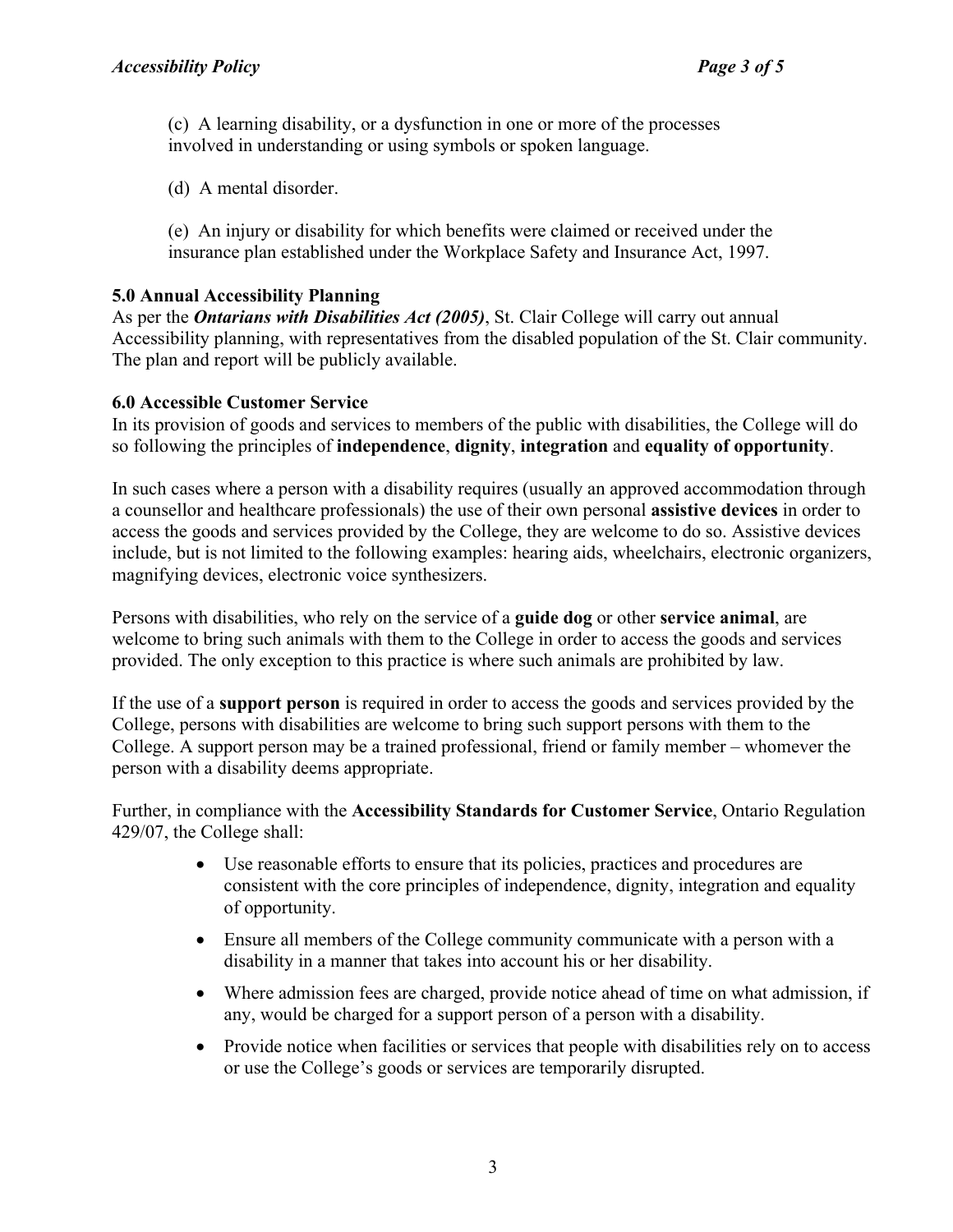(c) A learning disability, or a dysfunction in one or more of the processes involved in understanding or using symbols or spoken language.

(d) A mental disorder.

(e) An injury or disability for which benefits were claimed or received under the insurance plan established under the Workplace Safety and Insurance Act, 1997.

**5.0 Annual Accessibility Planning**

As per the ***Ontarians with Disabilities Act (2005)***, St. Clair College will carry out annual Accessibility planning, with representatives from the disabled population of the St. Clair community. The plan and report will be publicly available.

**6.0 Accessible Customer Service**

In its provision of goods and services to members of the public with disabilities, the College will do so following the principles of **independence**, **dignity**, **integration** and **equality of opportunity**.

In such cases where a person with a disability requires (usually an approved accommodation through a counsellor and healthcare professionals) the use of their own personal **assistive devices** in order to access the goods and services provided by the College, they are welcome to do so. Assistive devices include, but is not limited to the following examples: hearing aids, wheelchairs, electronic organizers, magnifying devices, electronic voice synthesizers.

Persons with disabilities, who rely on the service of a **guide dog** or other **service animal**, are welcome to bring such animals with them to the College in order to access the goods and services provided. The only exception to this practice is where such animals are prohibited by law.

If the use of a **support person** is required in order to access the goods and services provided by the College, persons with disabilities are welcome to bring such support persons with them to the College. A support person may be a trained professional, friend or family member – whomever the person with a disability deems appropriate.

Further, in compliance with the **Accessibility Standards for Customer Service**, Ontario Regulation 429/07, the College shall:

- Use reasonable efforts to ensure that its policies, practices and procedures are consistent with the core principles of independence, dignity, integration and equality of opportunity.
- Ensure all members of the College community communicate with a person with a disability in a manner that takes into account his or her disability.
- Where admission fees are charged, provide notice ahead of time on what admission, if any, would be charged for a support person of a person with a disability.
- Provide notice when facilities or services that people with disabilities rely on to access or use the College's goods or services are temporarily disrupted.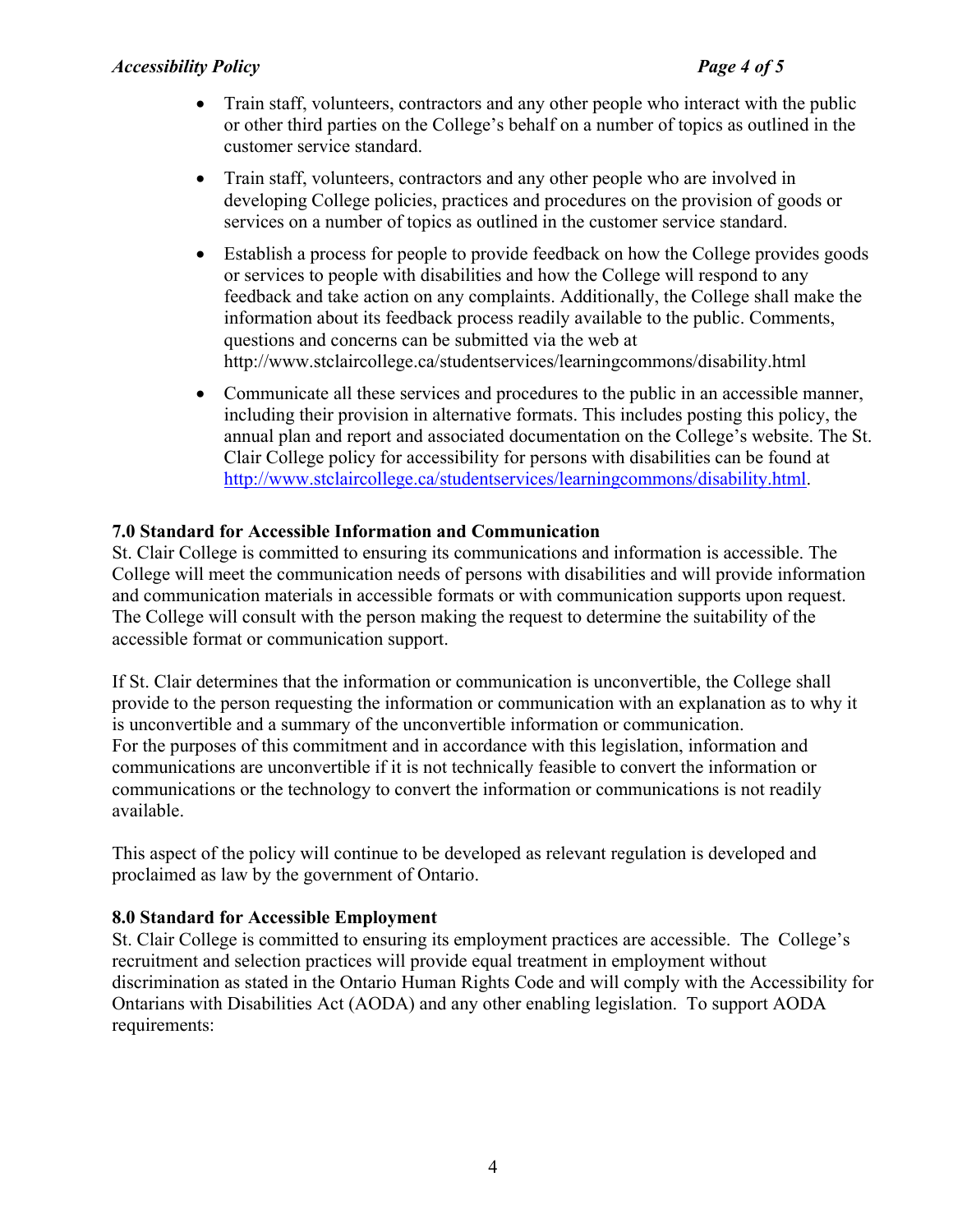- Train staff, volunteers, contractors and any other people who interact with the public or other third parties on the College's behalf on a number of topics as outlined in the customer service standard.
- Train staff, volunteers, contractors and any other people who are involved in developing College policies, practices and procedures on the provision of goods or services on a number of topics as outlined in the customer service standard.
- Establish a process for people to provide feedback on how the College provides goods or services to people with disabilities and how the College will respond to any feedback and take action on any complaints. Additionally, the College shall make the information about its feedback process readily available to the public. Comments, questions and concerns can be submitted via the web at http://www.stclaircollege.ca/studentservices/learningcommons/disability.html
- Communicate all these services and procedures to the public in an accessible manner, including their provision in alternative formats. This includes posting this policy, the annual plan and report and associated documentation on the College's website. The St. Clair College policy for accessibility for persons with disabilities can be found at http://www.stclaircollege.ca/studentservices/learningcommons/disability.html.

**7.0 Standard for Accessible Information and Communication**

St. Clair College is committed to ensuring its communications and information is accessible. The College will meet the communication needs of persons with disabilities and will provide information and communication materials in accessible formats or with communication supports upon request. The College will consult with the person making the request to determine the suitability of the accessible format or communication support.

If St. Clair determines that the information or communication is unconvertible, the College shall provide to the person requesting the information or communication with an explanation as to why it is unconvertible and a summary of the unconvertible information or communication. For the purposes of this commitment and in accordance with this legislation, information and communications are unconvertible if it is not technically feasible to convert the information or communications or the technology to convert the information or communications is not readily available.

This aspect of the policy will continue to be developed as relevant regulation is developed and proclaimed as law by the government of Ontario.

**8.0 Standard for Accessible Employment**

St. Clair College is committed to ensuring its employment practices are accessible. The College's recruitment and selection practices will provide equal treatment in employment without discrimination as stated in the Ontario Human Rights Code and will comply with the Accessibility for Ontarians with Disabilities Act (AODA) and any other enabling legislation. To support AODA requirements: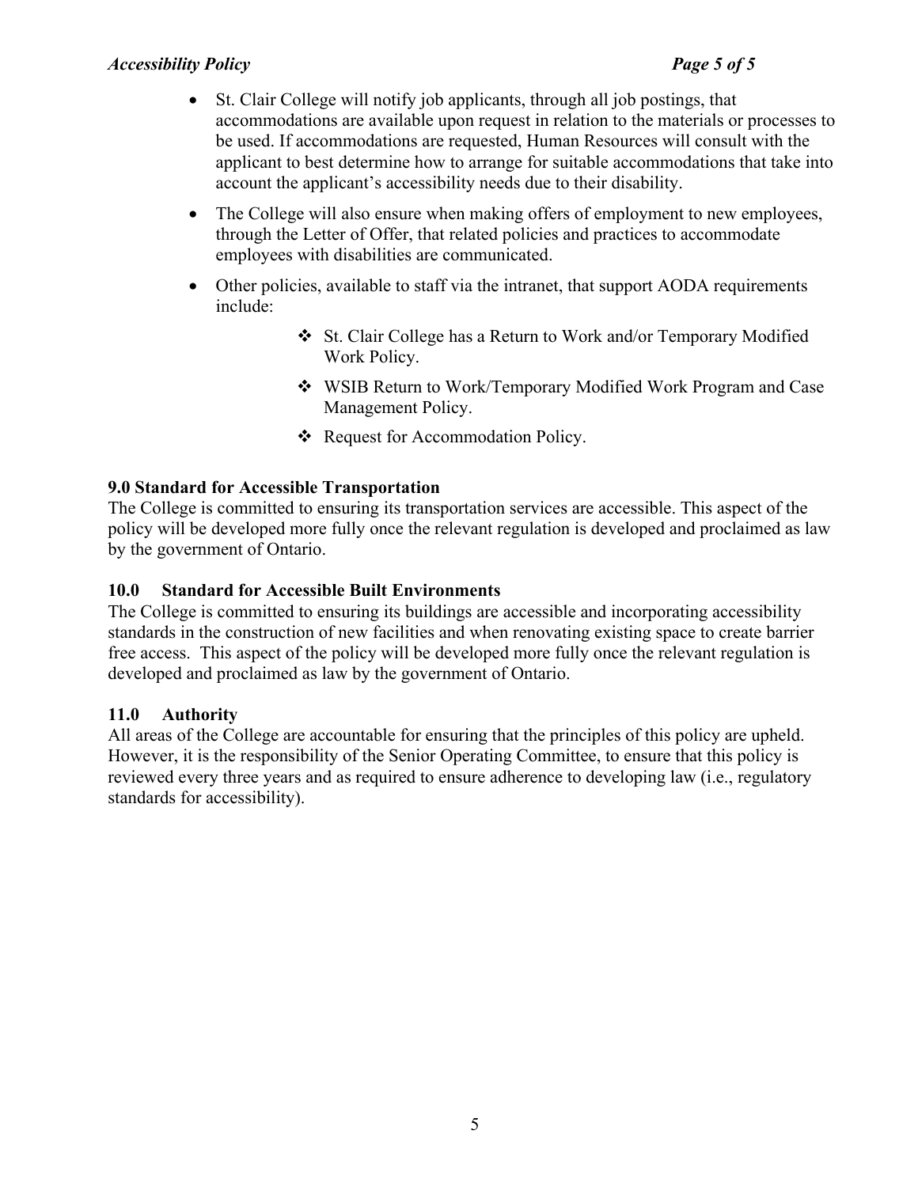- St. Clair College will notify job applicants, through all job postings, that accommodations are available upon request in relation to the materials or processes to be used. If accommodations are requested, Human Resources will consult with the applicant to best determine how to arrange for suitable accommodations that take into account the applicant's accessibility needs due to their disability.
- The College will also ensure when making offers of employment to new employees, through the Letter of Offer, that related policies and practices to accommodate employees with disabilities are communicated.
- Other policies, available to staff via the intranet, that support AODA requirements include:
    - St. Clair College has a Return to Work and/or Temporary Modified Work Policy.
    - WSIB Return to Work/Temporary Modified Work Program and Case Management Policy.
    - Request for Accommodation Policy.

**9.0 Standard for Accessible Transportation**

The College is committed to ensuring its transportation services are accessible. This aspect of the policy will be developed more fully once the relevant regulation is developed and proclaimed as law by the government of Ontario.

**10.0 Standard for Accessible Built Environments**

The College is committed to ensuring its buildings are accessible and incorporating accessibility standards in the construction of new facilities and when renovating existing space to create barrier free access. This aspect of the policy will be developed more fully once the relevant regulation is developed and proclaimed as law by the government of Ontario.

**11.0 Authority**

All areas of the College are accountable for ensuring that the principles of this policy are upheld. However, it is the responsibility of the Senior Operating Committee, to ensure that this policy is reviewed every three years and as required to ensure adherence to developing law (i.e., regulatory standards for accessibility).